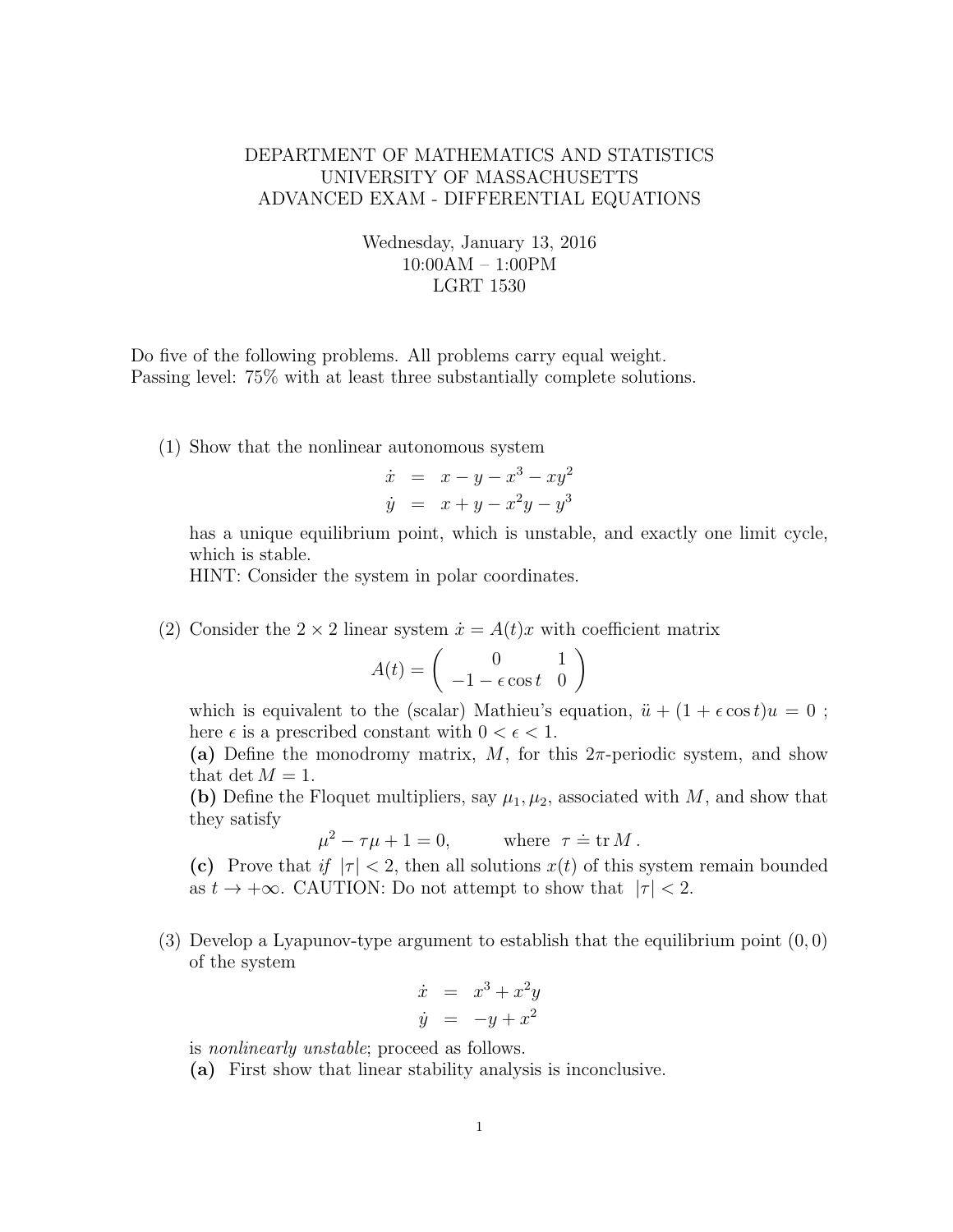DEPARTMENT OF MATHEMATICS AND STATISTICS
UNIVERSITY OF MASSACHUSETTS
ADVANCED EXAM - DIFFERENTIAL EQUATIONS

Wednesday, January 13, 2016
10:00AM – 1:00PM
LGRT 1530

Do five of the following problems. All problems carry equal weight.
Passing level: 75% with at least three substantially complete solutions.

(1) Show that the nonlinear autonomous system

$$\begin{aligned} \dot{x} &= x - y - x^3 - xy^2 \\ \dot{y} &= x + y - x^2 y - y^3 \end{aligned}$$

has a unique equilibrium point, which is unstable, and exactly one limit cycle, which is stable.
HINT: Consider the system in polar coordinates.

(2) Consider the $2 \times 2$ linear system $\dot{x} = A(t)x$ with coefficient matrix

$$A(t) = \begin{pmatrix} 0 & 1 \\ -1 - \epsilon \cos t & 0 \end{pmatrix}$$

which is equivalent to the (scalar) Mathieu's equation, $\ddot{u} + (1 + \epsilon \cos t)u = 0$ ; here $\epsilon$ is a prescribed constant with $0 < \epsilon < 1$.
**(a)** Define the monodromy matrix, $M$, for this $2\pi$-periodic system, and show that $\det M = 1$.
**(b)** Define the Floquet multipliers, say $\mu_1, \mu_2$, associated with $M$, and show that they satisfy

$$\mu^2 - \tau\mu + 1 = 0, \qquad \text{where } \tau \doteq \operatorname{tr} M\,.$$

**(c)** Prove that *if* $|\tau| < 2$, then all solutions $x(t)$ of this system remain bounded as $t \to +\infty$. CAUTION: Do not attempt to show that $|\tau| < 2$.

(3) Develop a Lyapunov-type argument to establish that the equilibrium point $(0, 0)$ of the system

$$\begin{aligned} \dot{x} &= x^3 + x^2 y \\ \dot{y} &= -y + x^2 \end{aligned}$$

is *nonlinearly unstable*; proceed as follows.
**(a)** First show that linear stability analysis is inconclusive.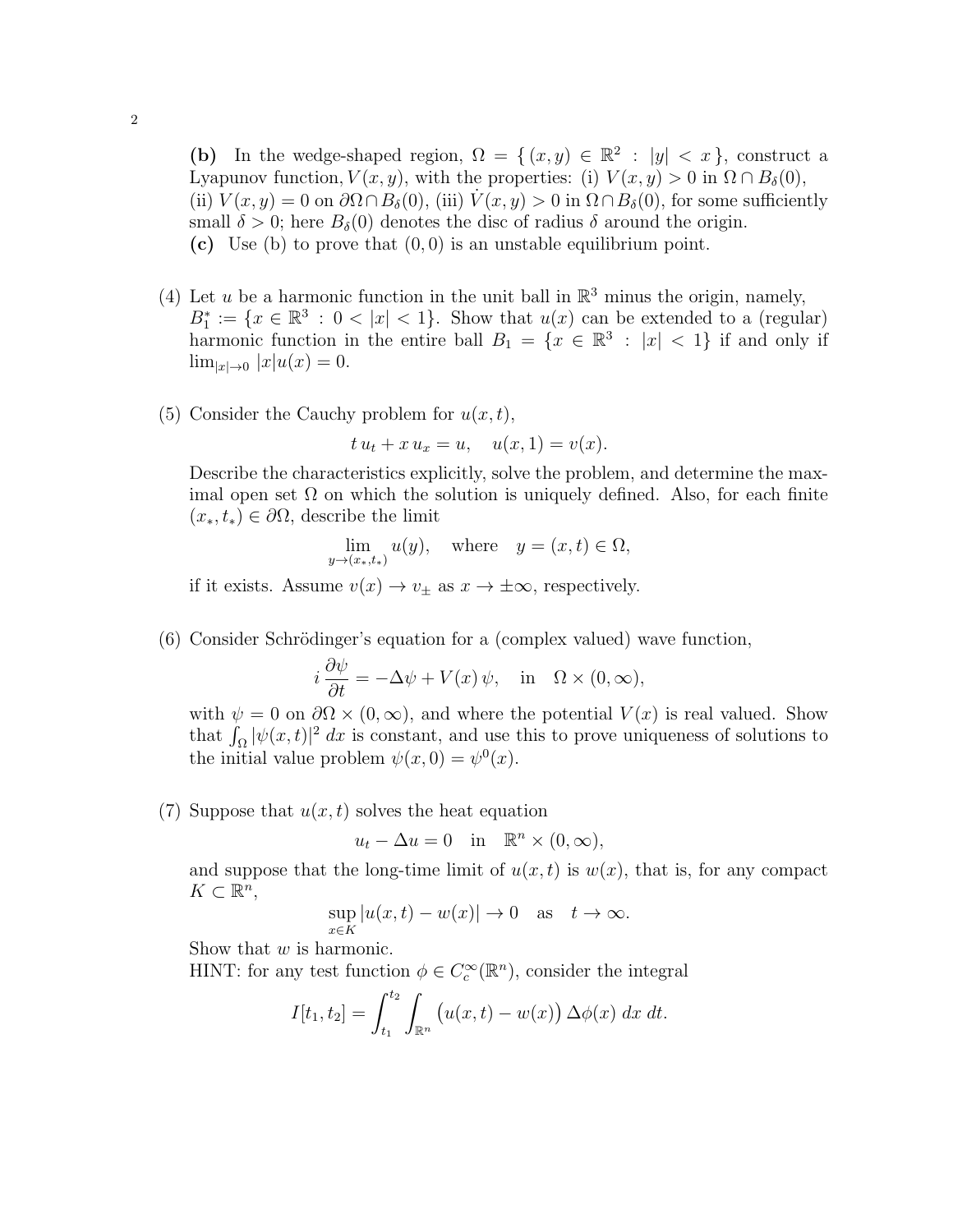**(b)** In the wedge-shaped region, $\Omega = \{ (x, y) \in \mathbb{R}^2 : |y| < x \}$, construct a Lyapunov function, $V(x, y)$, with the properties: (i) $V(x, y) > 0$ in $\Omega \cap B_\delta(0)$, (ii) $V(x, y) = 0$ on $\partial\Omega \cap B_\delta(0)$, (iii) $\dot{V}(x, y) > 0$ in $\Omega \cap B_\delta(0)$, for some sufficiently small $\delta > 0$; here $B_\delta(0)$ denotes the disc of radius $\delta$ around the origin.

**(c)** Use (b) to prove that $(0, 0)$ is an unstable equilibrium point.

(4) Let $u$ be a harmonic function in the unit ball in $\mathbb{R}^3$ minus the origin, namely, $B_1^* := \{x \in \mathbb{R}^3 : 0 < |x| < 1\}$. Show that $u(x)$ can be extended to a (regular) harmonic function in the entire ball $B_1 = \{x \in \mathbb{R}^3 : |x| < 1\}$ if and only if $\lim_{|x| \to 0} |x| u(x) = 0$.

(5) Consider the Cauchy problem for $u(x, t)$,

$$t\, u_t + x\, u_x = u, \quad u(x, 1) = v(x).$$

Describe the characteristics explicitly, solve the problem, and determine the maximal open set $\Omega$ on which the solution is uniquely defined. Also, for each finite $(x_*, t_*) \in \partial\Omega$, describe the limit

$$\lim_{y \to (x_*, t_*)} u(y), \quad \text{where} \quad y = (x, t) \in \Omega,$$

if it exists. Assume $v(x) \to v_\pm$ as $x \to \pm\infty$, respectively.

(6) Consider Schrödinger's equation for a (complex valued) wave function,

$$i \frac{\partial \psi}{\partial t} = -\Delta \psi + V(x)\, \psi, \quad \text{in} \quad \Omega \times (0, \infty),$$

with $\psi = 0$ on $\partial\Omega \times (0, \infty)$, and where the potential $V(x)$ is real valued. Show that $\int_\Omega |\psi(x, t)|^2 \, dx$ is constant, and use this to prove uniqueness of solutions to the initial value problem $\psi(x, 0) = \psi^0(x)$.

(7) Suppose that $u(x, t)$ solves the heat equation

$$u_t - \Delta u = 0 \quad \text{in} \quad \mathbb{R}^n \times (0, \infty),$$

and suppose that the long-time limit of $u(x, t)$ is $w(x)$, that is, for any compact $K \subset \mathbb{R}^n$,

$$\sup_{x \in K} |u(x, t) - w(x)| \to 0 \quad \text{as} \quad t \to \infty.$$

Show that $w$ is harmonic.

HINT: for any test function $\phi \in C_c^\infty(\mathbb{R}^n)$, consider the integral

$$I[t_1, t_2] = \int_{t_1}^{t_2} \int_{\mathbb{R}^n} \big(u(x, t) - w(x)\big)\, \Delta \phi(x) \, dx \, dt.$$